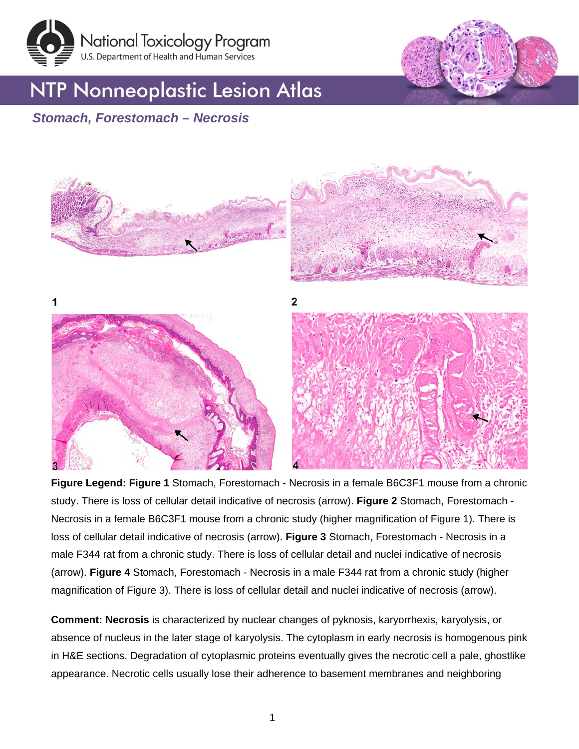# NTP Nonneoplastic Lesion Atlas

## *Stomach, Forestomach – Necrosis*

**Figure Legend: Figure 1** Stomach, Forestomach - Necrosis in a female B6C3F1 mouse from a chronic study. There is loss of cellular detail indicative of necrosis (arrow). **Figure 2** Stomach, Forestomach - Necrosis in a female B6C3F1 mouse from a chronic study (higher magnification of Figure 1). There is loss of cellular detail indicative of necrosis (arrow). **Figure 3** Stomach, Forestomach - Necrosis in a male F344 rat from a chronic study. There is loss of cellular detail and nuclei indicative of necrosis (arrow). **Figure 4** Stomach, Forestomach - Necrosis in a male F344 rat from a chronic study (higher magnification of Figure 3). There is loss of cellular detail and nuclei indicative of necrosis (arrow).

**Comment: Necrosis** is characterized by nuclear changes of pyknosis, karyorrhexis, karyolysis, or absence of nucleus in the later stage of karyolysis. The cytoplasm in early necrosis is homogenous pink in H&E sections. Degradation of cytoplasmic proteins eventually gives the necrotic cell a pale, ghostlike appearance. Necrotic cells usually lose their adherence to basement membranes and neighboring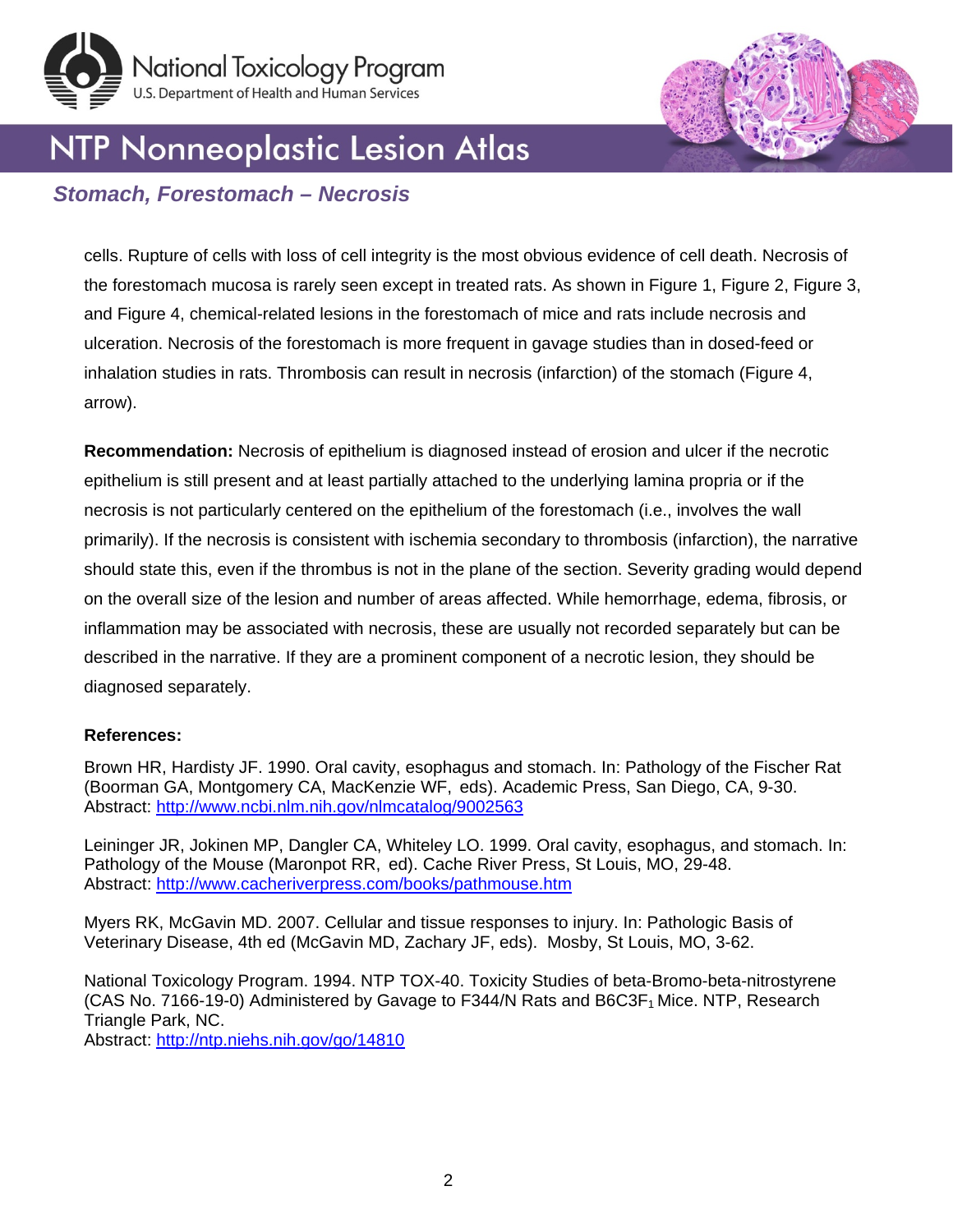cells. Rupture of cells with loss of cell integrity is the most obvious evidence of cell death. Necrosis of the forestomach mucosa is rarely seen except in treated rats. As shown in Figure 1, Figure 2, Figure 3, and Figure 4, chemical-related lesions in the forestomach of mice and rats include necrosis and ulceration. Necrosis of the forestomach is more frequent in gavage studies than in dosed-feed or inhalation studies in rats. Thrombosis can result in necrosis (infarction) of the stomach (Figure 4, arrow).

**Recommendation:** Necrosis of epithelium is diagnosed instead of erosion and ulcer if the necrotic epithelium is still present and at least partially attached to the underlying lamina propria or if the necrosis is not particularly centered on the epithelium of the forestomach (i.e., involves the wall primarily). If the necrosis is consistent with ischemia secondary to thrombosis (infarction), the narrative should state this, even if the thrombus is not in the plane of the section. Severity grading would depend on the overall size of the lesion and number of areas affected. While hemorrhage, edema, fibrosis, or inflammation may be associated with necrosis, these are usually not recorded separately but can be described in the narrative. If they are a prominent component of a necrotic lesion, they should be diagnosed separately.

**References:**

Brown HR, Hardisty JF. 1990. Oral cavity, esophagus and stomach. In: Pathology of the Fischer Rat (Boorman GA, Montgomery CA, MacKenzie WF, eds). Academic Press, San Diego, CA, 9-30.
Abstract: http://www.ncbi.nlm.nih.gov/nlmcatalog/9002563

Leininger JR, Jokinen MP, Dangler CA, Whiteley LO. 1999. Oral cavity, esophagus, and stomach. In: Pathology of the Mouse (Maronpot RR, ed). Cache River Press, St Louis, MO, 29-48.
Abstract: http://www.cacheriverpress.com/books/pathmouse.htm

Myers RK, McGavin MD. 2007. Cellular and tissue responses to injury. In: Pathologic Basis of Veterinary Disease, 4th ed (McGavin MD, Zachary JF, eds). Mosby, St Louis, MO, 3-62.

National Toxicology Program. 1994. NTP TOX-40. Toxicity Studies of beta-Bromo-beta-nitrostyrene (CAS No. 7166-19-0) Administered by Gavage to F344/N Rats and $B6C3F_1$ Mice. NTP, Research Triangle Park, NC.
Abstract: http://ntp.niehs.nih.gov/go/14810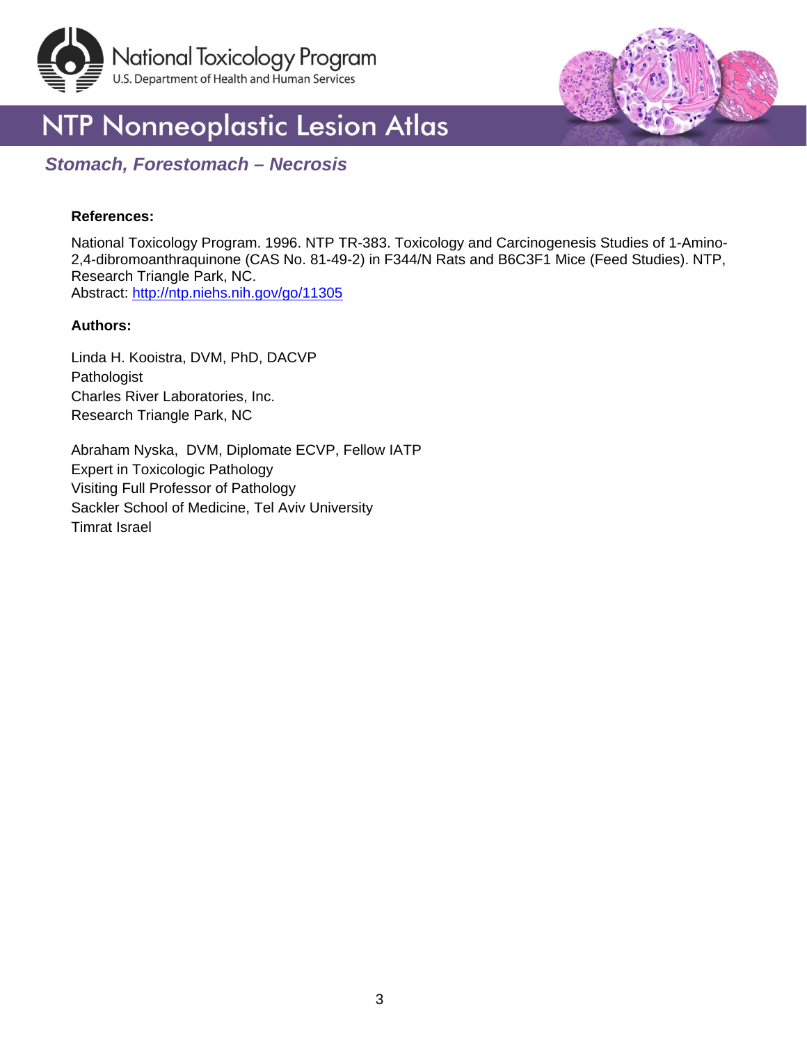# Stomach, Forestomach – Necrosis

**References:**

National Toxicology Program. 1996. NTP TR-383. Toxicology and Carcinogenesis Studies of 1-Amino-2,4-dibromoanthraquinone (CAS No. 81-49-2) in F344/N Rats and B6C3F1 Mice (Feed Studies). NTP, Research Triangle Park, NC.
Abstract: http://ntp.niehs.nih.gov/go/11305

**Authors:**

Linda H. Kooistra, DVM, PhD, DACVP
Pathologist
Charles River Laboratories, Inc.
Research Triangle Park, NC

Abraham Nyska, DVM, Diplomate ECVP, Fellow IATP
Expert in Toxicologic Pathology
Visiting Full Professor of Pathology
Sackler School of Medicine, Tel Aviv University
Timrat Israel